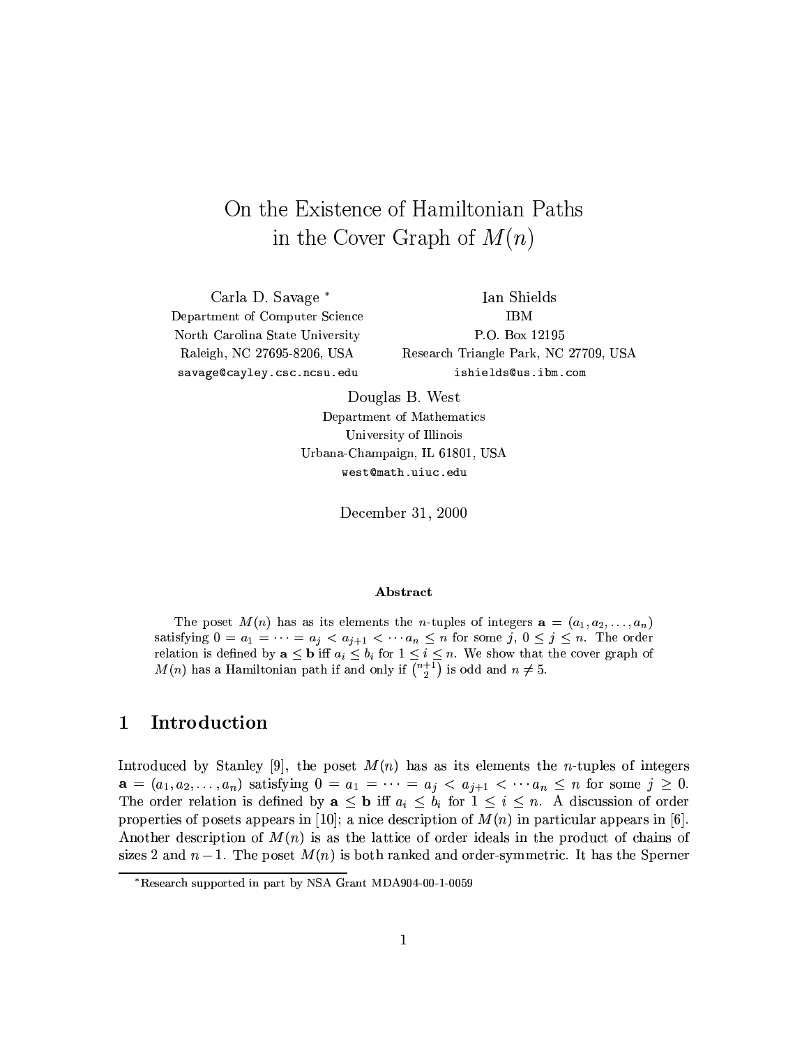# On the Existence of Hamiltonian Paths in the Cover Graph of $M(n)$

Carla D. Savage [*]
Department of Computer Science
North Carolina State University
Raleigh, NC 27695-8206, USA
savage@cayley.csc.ncsu.edu

Ian Shields
IBM
P.O. Box 12195
Research Triangle Park, NC 27709, USA
ishields@us.ibm.com

Douglas B. West
Department of Mathematics
University of Illinois
Urbana-Champaign, IL 61801, USA
west@math.uiuc.edu

December 31, 2000

### Abstract

The poset $M(n)$ has as its elements the $n$-tuples of integers $\mathbf{a} = (a_1, a_2, \ldots, a_n)$ satisfying $0 = a_1 = \cdots = a_j < a_{j+1} < \cdots a_n \leq n$ for some $j$, $0 \leq j \leq n$. The order relation is defined by $\mathbf{a} \leq \mathbf{b}$ iff $a_i \leq b_i$ for $1 \leq i \leq n$. We show that the cover graph of $M(n)$ has a Hamiltonian path if and only if $\binom{n+1}{2}$ is odd and $n \neq 5$.

## 1 Introduction

Introduced by Stanley [9], the poset $M(n)$ has as its elements the $n$-tuples of integers $\mathbf{a} = (a_1, a_2, \ldots, a_n)$ satisfying $0 = a_1 = \cdots = a_j < a_{j+1} < \cdots a_n \leq n$ for some $j \geq 0$. The order relation is defined by $\mathbf{a} \leq \mathbf{b}$ iff $a_i \leq b_i$ for $1 \leq i \leq n$. A discussion of order properties of posets appears in [10]; a nice description of $M(n)$ in particular appears in [6]. Another description of $M(n)$ is as the lattice of order ideals in the product of chains of sizes 2 and $n-1$. The poset $M(n)$ is both ranked and order-symmetric. It has the Sperner

[*] Research supported in part by NSA Grant MDA904-00-1-0059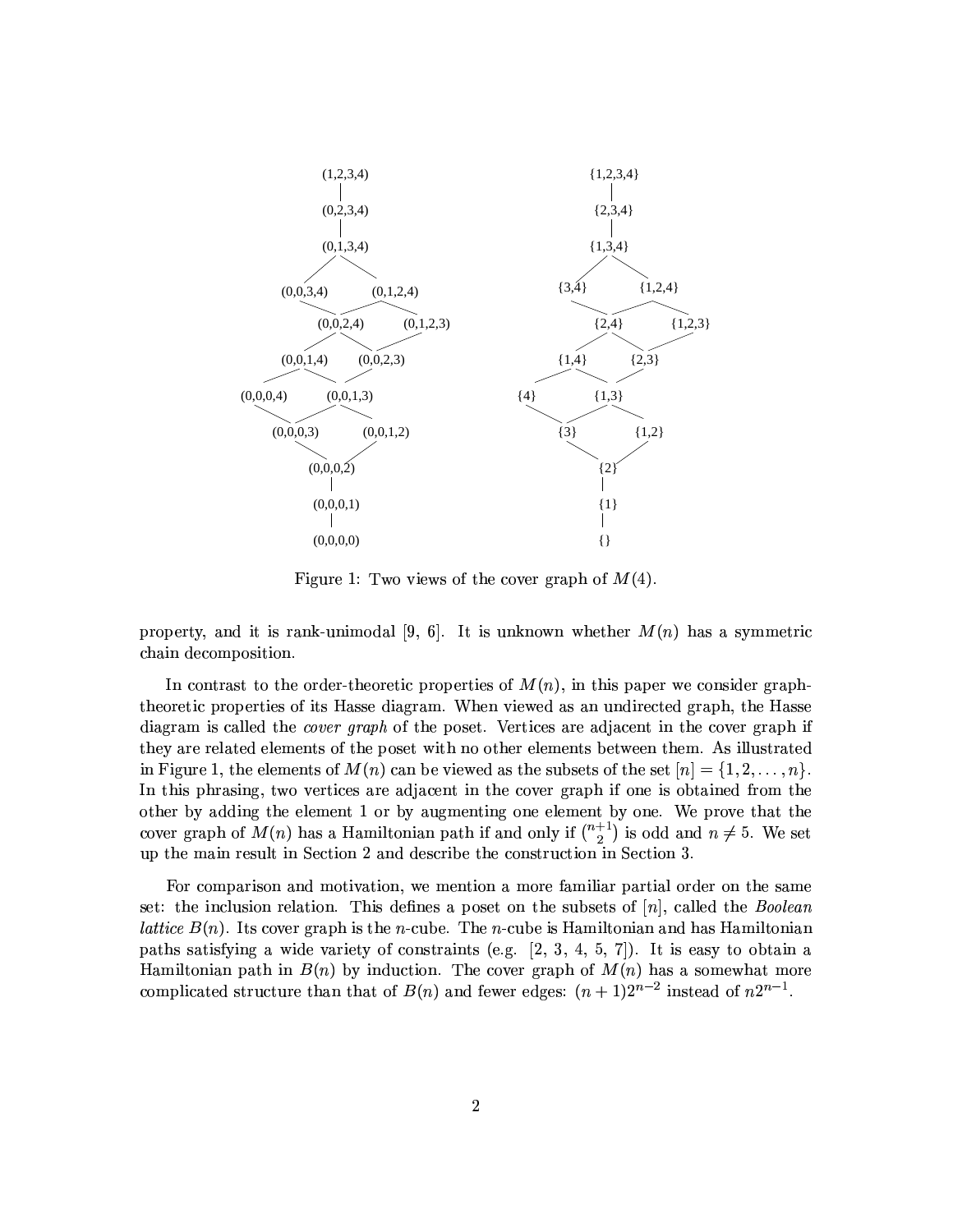Figure 1: Two views of the cover graph of $M(4)$.

property, and it is rank-unimodal [9, 6]. It is unknown whether $M(n)$ has a symmetric chain decomposition.

In contrast to the order-theoretic properties of $M(n)$, in this paper we consider graph-theoretic properties of its Hasse diagram. When viewed as an undirected graph, the Hasse diagram is called the *cover graph* of the poset. Vertices are adjacent in the cover graph if they are related elements of the poset with no other elements between them. As illustrated in Figure 1, the elements of $M(n)$ can be viewed as the subsets of the set $[n] = \{1, 2, \ldots, n\}$. In this phrasing, two vertices are adjacent in the cover graph if one is obtained from the other by adding the element 1 or by augmenting one element by one. We prove that the cover graph of $M(n)$ has a Hamiltonian path if and only if $\binom{n+1}{2}$ is odd and $n \neq 5$. We set up the main result in Section 2 and describe the construction in Section 3.

For comparison and motivation, we mention a more familiar partial order on the same set: the inclusion relation. This defines a poset on the subsets of $[n]$, called the *Boolean lattice* $B(n)$. Its cover graph is the $n$-cube. The $n$-cube is Hamiltonian and has Hamiltonian paths satisfying a wide variety of constraints (e.g. [2, 3, 4, 5, 7]). It is easy to obtain a Hamiltonian path in $B(n)$ by induction. The cover graph of $M(n)$ has a somewhat more complicated structure than that of $B(n)$ and fewer edges: $(n+1)2^{n-2}$ instead of $n2^{n-1}$.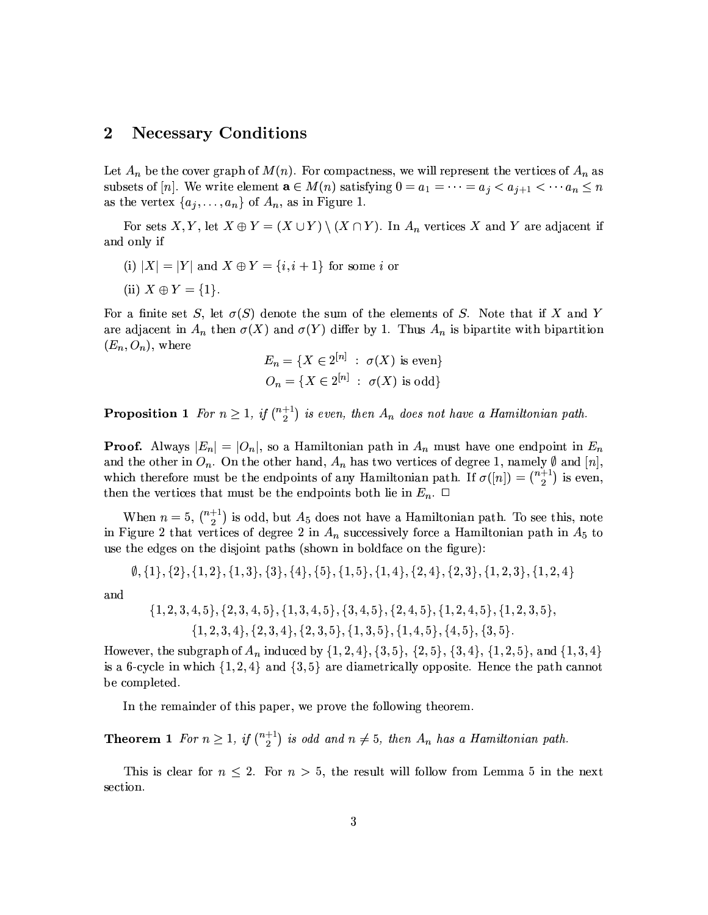## 2 Necessary Conditions

Let $A_n$ be the cover graph of $M(n)$. For compactness, we will represent the vertices of $A_n$ as subsets of $[n]$. We write element $\mathbf{a} \in M(n)$ satisfying $0 = a_1 = \cdots = a_j < a_{j+1} < \cdots a_n \leq n$ as the vertex $\{a_j, \ldots, a_n\}$ of $A_n$, as in Figure 1.

For sets $X, Y$, let $X \oplus Y = (X \cup Y) \setminus (X \cap Y)$. In $A_n$ vertices $X$ and $Y$ are adjacent if and only if

(i) $|X| = |Y|$ and $X \oplus Y = \{i, i+1\}$ for some $i$ or

(ii) $X \oplus Y = \{1\}$.

For a finite set $S$, let $\sigma(S)$ denote the sum of the elements of $S$. Note that if $X$ and $Y$ are adjacent in $A_n$ then $\sigma(X)$ and $\sigma(Y)$ differ by 1. Thus $A_n$ is bipartite with bipartition $(E_n, O_n)$, where

$$E_n = \{X \in 2^{[n]} \ : \ \sigma(X) \text{ is even}\}$$
$$O_n = \{X \in 2^{[n]} \ : \ \sigma(X) \text{ is odd}\}$$

**Proposition 1** *For $n \geq 1$, if $\binom{n+1}{2}$ is even, then $A_n$ does not have a Hamiltonian path.*

**Proof.** Always $|E_n| = |O_n|$, so a Hamiltonian path in $A_n$ must have one endpoint in $E_n$ and the other in $O_n$. On the other hand, $A_n$ has two vertices of degree 1, namely $\emptyset$ and $[n]$, which therefore must be the endpoints of any Hamiltonian path. If $\sigma([n]) = \binom{n+1}{2}$ is even, then the vertices that must be the endpoints both lie in $E_n$. $\square$

When $n = 5$, $\binom{n+1}{2}$ is odd, but $A_5$ does not have a Hamiltonian path. To see this, note in Figure 2 that vertices of degree 2 in $A_n$ successively force a Hamiltonian path in $A_5$ to use the edges on the disjoint paths (shown in boldface on the figure):

$$\emptyset, \{1\}, \{2\}, \{1,2\}, \{1,3\}, \{3\}, \{4\}, \{5\}, \{1,5\}, \{1,4\}, \{2,4\}, \{2,3\}, \{1,2,3\}, \{1,2,4\}$$

and

$$\{1,2,3,4,5\}, \{2,3,4,5\}, \{1,3,4,5\}, \{3,4,5\}, \{2,4,5\}, \{1,2,4,5\}, \{1,2,3,5\},$$
$$\{1,2,3,4\}, \{2,3,4\}, \{2,3,5\}, \{1,3,5\}, \{1,4,5\}, \{4,5\}, \{3,5\}.$$

However, the subgraph of $A_n$ induced by $\{1,2,4\}, \{3,5\}, \{2,5\}, \{3,4\}, \{1,2,5\}$, and $\{1,3,4\}$ is a 6-cycle in which $\{1,2,4\}$ and $\{3,5\}$ are diametrically opposite. Hence the path cannot be completed.

In the remainder of this paper, we prove the following theorem.

**Theorem 1** *For $n \geq 1$, if $\binom{n+1}{2}$ is odd and $n \neq 5$, then $A_n$ has a Hamiltonian path.*

This is clear for $n \leq 2$. For $n > 5$, the result will follow from Lemma 5 in the next section.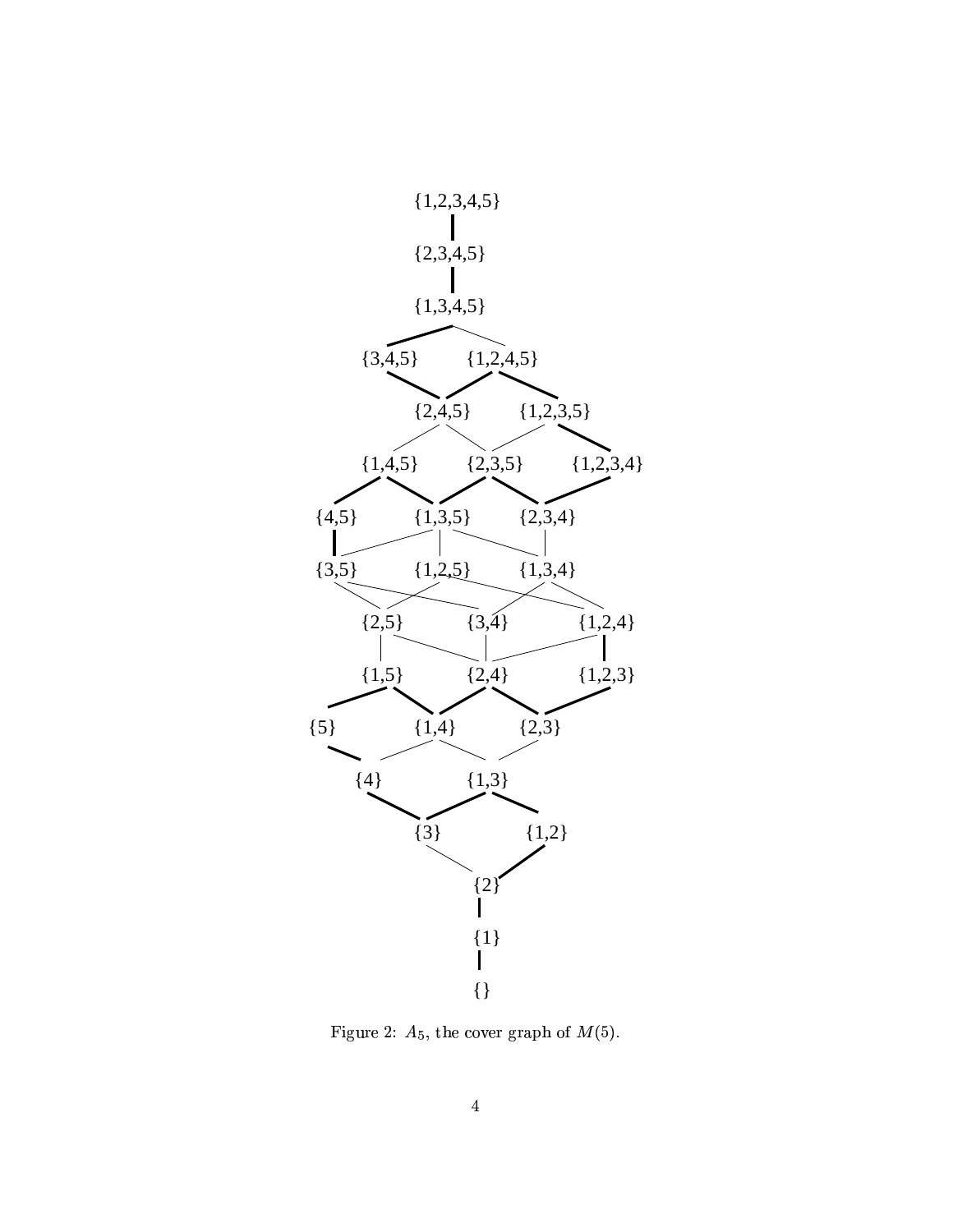Figure 2: $A_5$, the cover graph of $M(5)$.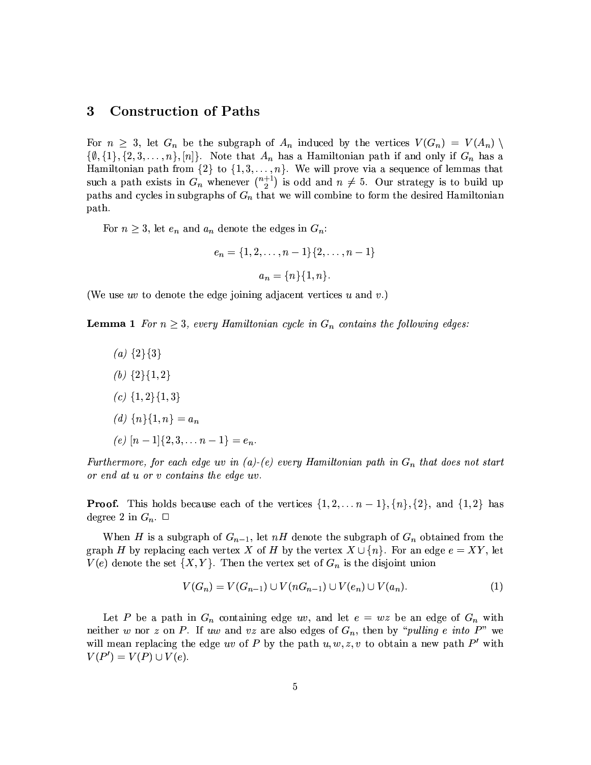## 3 Construction of Paths

For $n \geq 3$, let $G_n$ be the subgraph of $A_n$ induced by the vertices $V(G_n) = V(A_n) \setminus \{\emptyset, \{1\}, \{2,3,\ldots,n\}, [n]\}$. Note that $A_n$ has a Hamiltonian path if and only if $G_n$ has a Hamiltonian path from $\{2\}$ to $\{1,3,\ldots,n\}$. We will prove via a sequence of lemmas that such a path exists in $G_n$ whenever $\binom{n+1}{2}$ is odd and $n \neq 5$. Our strategy is to build up paths and cycles in subgraphs of $G_n$ that we will combine to form the desired Hamiltonian path.

For $n \geq 3$, let $e_n$ and $a_n$ denote the edges in $G_n$:

$$e_n = \{1,2,\ldots,n-1\}\{2,\ldots,n-1\}$$

$$a_n = \{n\}\{1,n\}.$$

(We use $uv$ to denote the edge joining adjacent vertices $u$ and $v$.)

**Lemma 1** *For $n \geq 3$, every Hamiltonian cycle in $G_n$ contains the following edges:*

*(a) $\{2\}\{3\}$*

*(b) $\{2\}\{1,2\}$*

*(c) $\{1,2\}\{1,3\}$*

*(d) $\{n\}\{1,n\} = a_n$*

*(e) $[n-1]\{2,3,\ldots n-1\} = e_n$.*

*Furthermore, for each edge $uv$ in (a)-(e) every Hamiltonian path in $G_n$ that does not start or end at $u$ or $v$ contains the edge $uv$.*

**Proof.** This holds because each of the vertices $\{1,2,\ldots n-1\}, \{n\}, \{2\}$, and $\{1,2\}$ has degree 2 in $G_n$. $\square$

When $H$ is a subgraph of $G_{n-1}$, let $nH$ denote the subgraph of $G_n$ obtained from the graph $H$ by replacing each vertex $X$ of $H$ by the vertex $X \cup \{n\}$. For an edge $e = XY$, let $V(e)$ denote the set $\{X, Y\}$. Then the vertex set of $G_n$ is the disjoint union

$$V(G_n) = V(G_{n-1}) \cup V(nG_{n-1}) \cup V(e_n) \cup V(a_n). \tag{1}$$

Let $P$ be a path in $G_n$ containing edge $uv$, and let $e = wz$ be an edge of $G_n$ with neither $w$ nor $z$ on $P$. If $uw$ and $vz$ are also edges of $G_n$, then by "*pulling $e$ into $P$*" we will mean replacing the edge $uv$ of $P$ by the path $u, w, z, v$ to obtain a new path $P'$ with $V(P') = V(P) \cup V(e)$.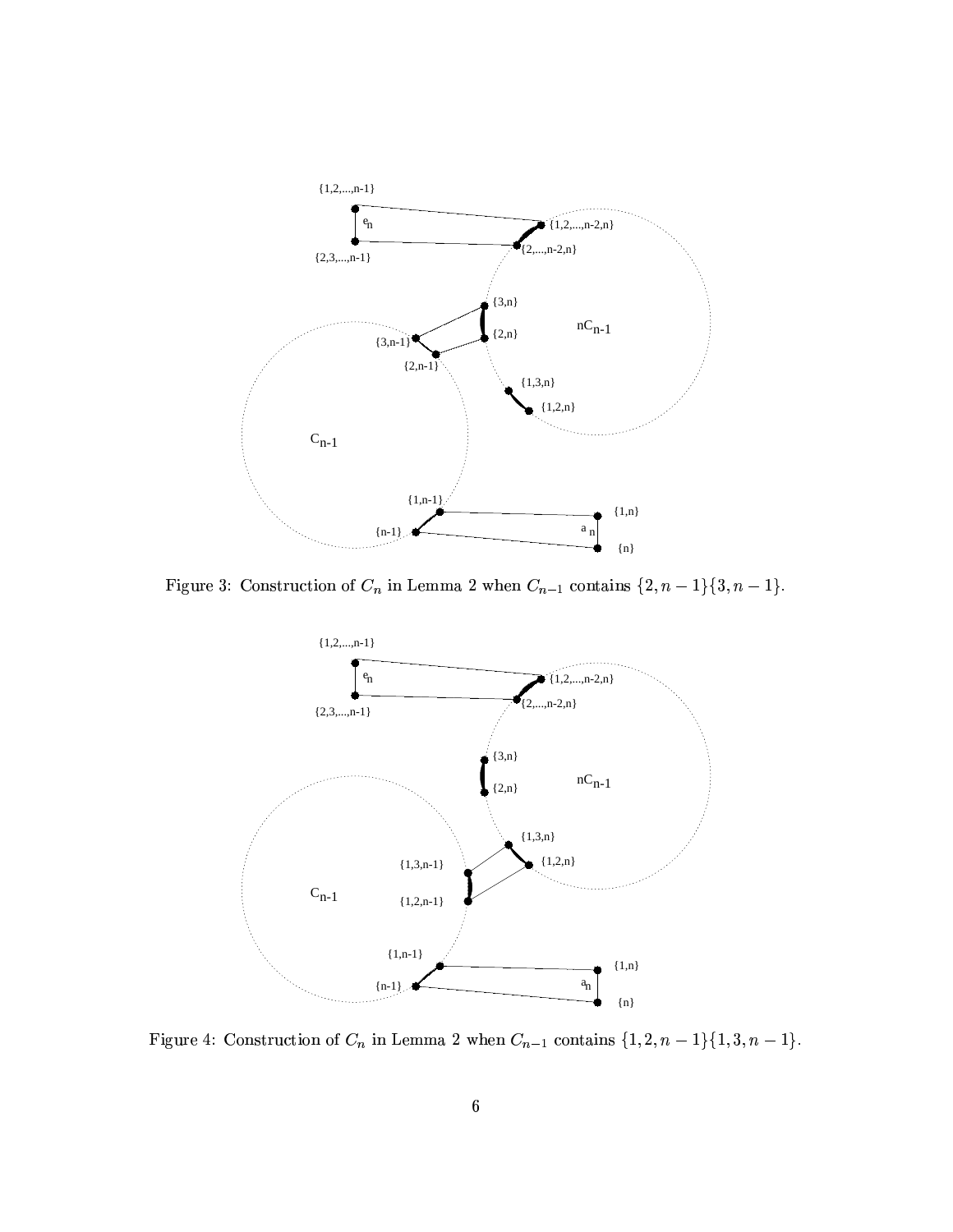Figure 3: Construction of $C_n$ in Lemma 2 when $C_{n-1}$ contains $\{2, n-1\}\{3, n-1\}$.

Figure 4: Construction of $C_n$ in Lemma 2 when $C_{n-1}$ contains $\{1, 2, n-1\}\{1, 3, n-1\}$.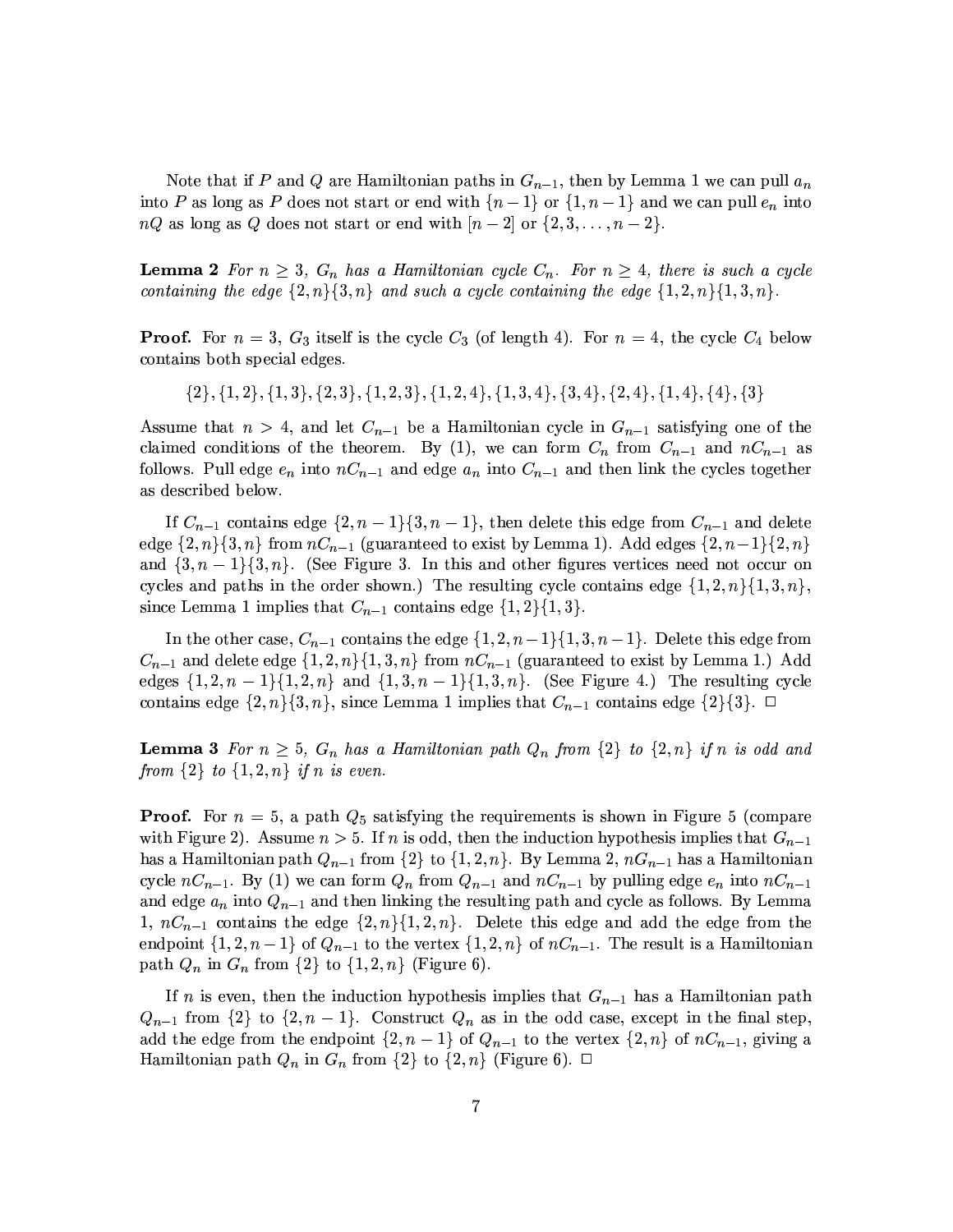Note that if $P$ and $Q$ are Hamiltonian paths in $G_{n-1}$, then by Lemma 1 we can pull $a_n$ into $P$ as long as $P$ does not start or end with $\{n-1\}$ or $\{1, n-1\}$ and we can pull $e_n$ into $nQ$ as long as $Q$ does not start or end with $[n-2]$ or $\{2, 3, \ldots, n-2\}$.

**Lemma 2** *For $n \geq 3$, $G_n$ has a Hamiltonian cycle $C_n$. For $n \geq 4$, there is such a cycle containing the edge $\{2, n\}\{3, n\}$ and such a cycle containing the edge $\{1, 2, n\}\{1, 3, n\}$.*

**Proof.** For $n = 3$, $G_3$ itself is the cycle $C_3$ (of length 4). For $n = 4$, the cycle $C_4$ below contains both special edges.

$$\{2\}, \{1, 2\}, \{1, 3\}, \{2, 3\}, \{1, 2, 3\}, \{1, 2, 4\}, \{1, 3, 4\}, \{3, 4\}, \{2, 4\}, \{1, 4\}, \{4\}, \{3\}$$

Assume that $n > 4$, and let $C_{n-1}$ be a Hamiltonian cycle in $G_{n-1}$ satisfying one of the claimed conditions of the theorem. By (1), we can form $C_n$ from $C_{n-1}$ and $nC_{n-1}$ as follows. Pull edge $e_n$ into $nC_{n-1}$ and edge $a_n$ into $C_{n-1}$ and then link the cycles together as described below.

If $C_{n-1}$ contains edge $\{2, n-1\}\{3, n-1\}$, then delete this edge from $C_{n-1}$ and delete edge $\{2, n\}\{3, n\}$ from $nC_{n-1}$ (guaranteed to exist by Lemma 1). Add edges $\{2, n-1\}\{2, n\}$ and $\{3, n-1\}\{3, n\}$. (See Figure 3. In this and other figures vertices need not occur on cycles and paths in the order shown.) The resulting cycle contains edge $\{1, 2, n\}\{1, 3, n\}$, since Lemma 1 implies that $C_{n-1}$ contains edge $\{1, 2\}\{1, 3\}$.

In the other case, $C_{n-1}$ contains the edge $\{1, 2, n-1\}\{1, 3, n-1\}$. Delete this edge from $C_{n-1}$ and delete edge $\{1, 2, n\}\{1, 3, n\}$ from $nC_{n-1}$ (guaranteed to exist by Lemma 1.) Add edges $\{1, 2, n-1\}\{1, 2, n\}$ and $\{1, 3, n-1\}\{1, 3, n\}$. (See Figure 4.) The resulting cycle contains edge $\{2, n\}\{3, n\}$, since Lemma 1 implies that $C_{n-1}$ contains edge $\{2\}\{3\}$. □

**Lemma 3** *For $n \geq 5$, $G_n$ has a Hamiltonian path $Q_n$ from $\{2\}$ to $\{2, n\}$ if $n$ is odd and from $\{2\}$ to $\{1, 2, n\}$ if $n$ is even.*

**Proof.** For $n = 5$, a path $Q_5$ satisfying the requirements is shown in Figure 5 (compare with Figure 2). Assume $n > 5$. If $n$ is odd, then the induction hypothesis implies that $G_{n-1}$ has a Hamiltonian path $Q_{n-1}$ from $\{2\}$ to $\{1, 2, n\}$. By Lemma 2, $nG_{n-1}$ has a Hamiltonian cycle $nC_{n-1}$. By (1) we can form $Q_n$ from $Q_{n-1}$ and $nC_{n-1}$ by pulling edge $e_n$ into $nC_{n-1}$ and edge $a_n$ into $Q_{n-1}$ and then linking the resulting path and cycle as follows. By Lemma 1, $nC_{n-1}$ contains the edge $\{2, n\}\{1, 2, n\}$. Delete this edge and add the edge from the endpoint $\{1, 2, n-1\}$ of $Q_{n-1}$ to the vertex $\{1, 2, n\}$ of $nC_{n-1}$. The result is a Hamiltonian path $Q_n$ in $G_n$ from $\{2\}$ to $\{1, 2, n\}$ (Figure 6).

If $n$ is even, then the induction hypothesis implies that $G_{n-1}$ has a Hamiltonian path $Q_{n-1}$ from $\{2\}$ to $\{2, n-1\}$. Construct $Q_n$ as in the odd case, except in the final step, add the edge from the endpoint $\{2, n-1\}$ of $Q_{n-1}$ to the vertex $\{2, n\}$ of $nC_{n-1}$, giving a Hamiltonian path $Q_n$ in $G_n$ from $\{2\}$ to $\{2, n\}$ (Figure 6). □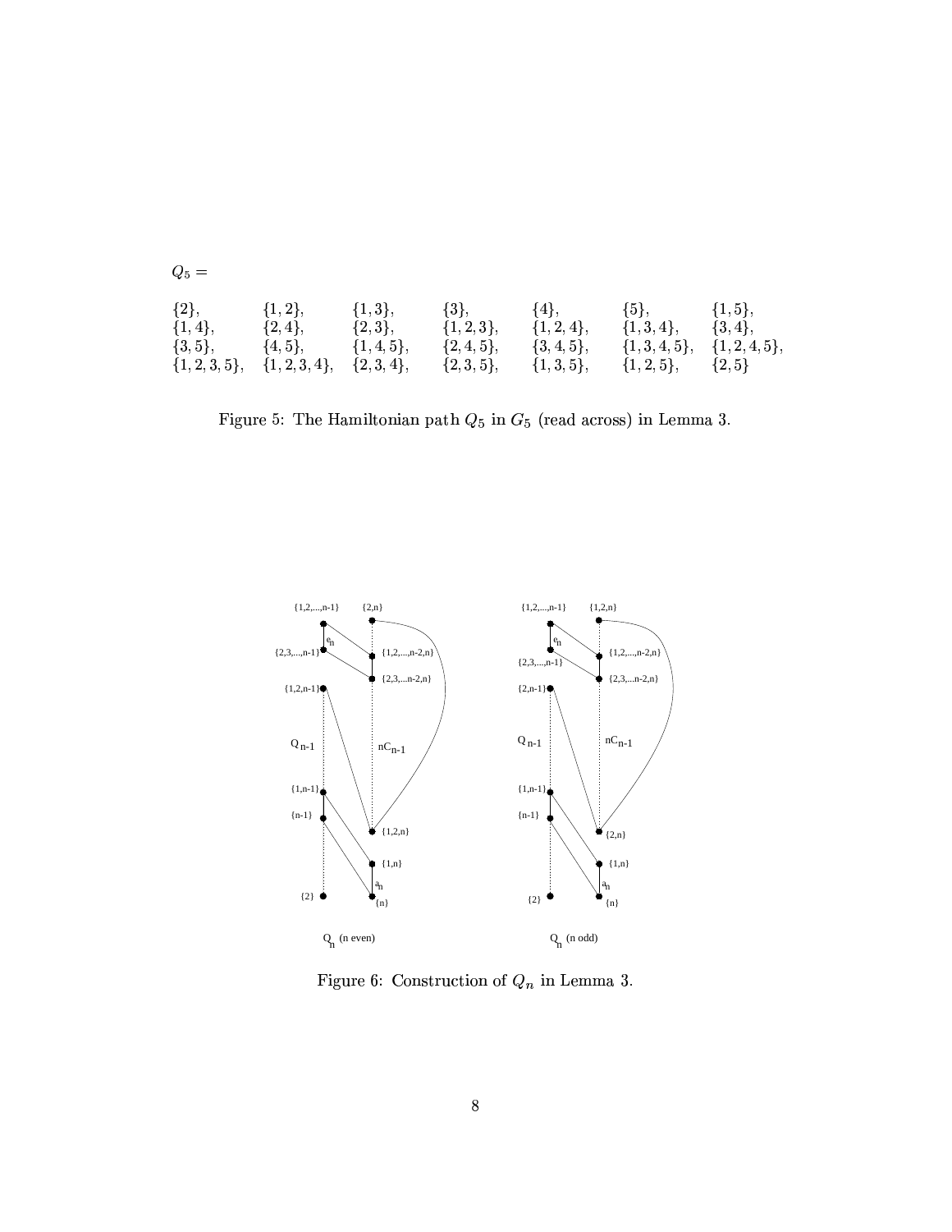$Q_5 =$

$\{2\}$, $\{1,2\}$, $\{1,3\}$, $\{3\}$, $\{4\}$, $\{5\}$, $\{1,5\}$,
$\{1,4\}$, $\{2,4\}$, $\{2,3\}$, $\{1,2,3\}$, $\{1,2,4\}$, $\{1,3,4\}$, $\{3,4\}$,
$\{3,5\}$, $\{4,5\}$, $\{1,4,5\}$, $\{2,4,5\}$, $\{3,4,5\}$, $\{1,3,4,5\}$, $\{1,2,4,5\}$,
$\{1,2,3,5\}$, $\{1,2,3,4\}$, $\{2,3,4\}$, $\{2,3,5\}$, $\{1,3,5\}$, $\{1,2,5\}$, $\{2,5\}$

Figure 5: The Hamiltonian path $Q_5$ in $G_5$ (read across) in Lemma 3.

Figure 6: Construction of $Q_n$ in Lemma 3.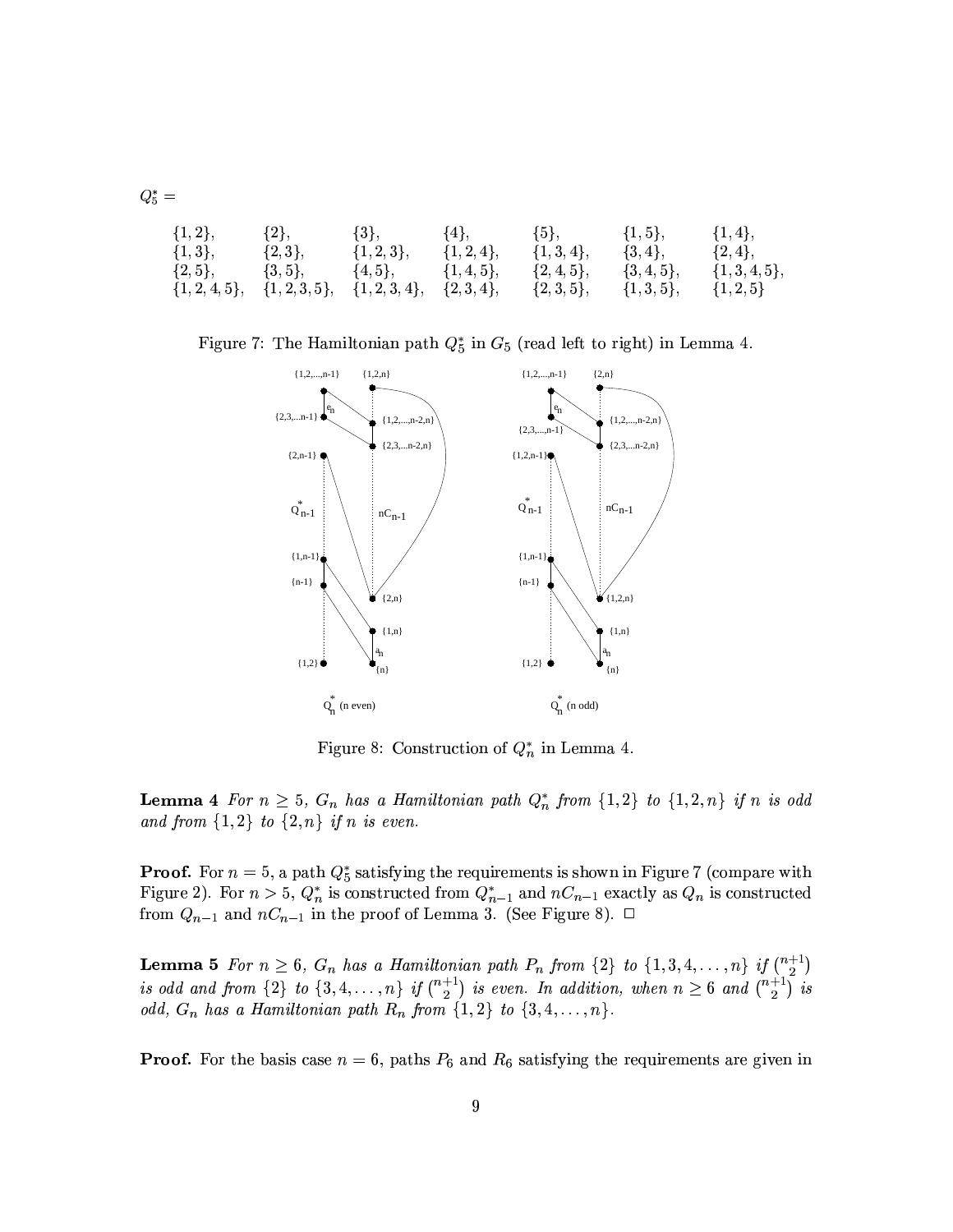$Q_5^* =$

| | | | | | | |
|---|---|---|---|---|---|---|
| $\{1,2\}$, | $\{2\}$, | $\{3\}$, | $\{4\}$, | $\{5\}$, | $\{1,5\}$, | $\{1,4\}$, |
| $\{1,3\}$, | $\{2,3\}$, | $\{1,2,3\}$, | $\{1,2,4\}$, | $\{1,3,4\}$, | $\{3,4\}$, | $\{2,4\}$, |
| $\{2,5\}$, | $\{3,5\}$, | $\{4,5\}$, | $\{1,4,5\}$, | $\{2,4,5\}$, | $\{3,4,5\}$, | $\{1,3,4,5\}$, |
| $\{1,2,4,5\}$, | $\{1,2,3,5\}$, | $\{1,2,3,4\}$, | $\{2,3,4\}$, | $\{2,3,5\}$, | $\{1,3,5\}$, | $\{1,2,5\}$ |

Figure 7: The Hamiltonian path $Q_5^*$ in $G_5$ (read left to right) in Lemma 4.

Figure 8: Construction of $Q_n^*$ in Lemma 4.

**Lemma 4** *For $n \geq 5$, $G_n$ has a Hamiltonian path $Q_n^*$ from $\{1,2\}$ to $\{1,2,n\}$ if $n$ is odd and from $\{1,2\}$ to $\{2,n\}$ if $n$ is even.*

**Proof.** For $n = 5$, a path $Q_5^*$ satisfying the requirements is shown in Figure 7 (compare with Figure 2). For $n > 5$, $Q_n^*$ is constructed from $Q_{n-1}^*$ and $nC_{n-1}$ exactly as $Q_n$ is constructed from $Q_{n-1}$ and $nC_{n-1}$ in the proof of Lemma 3. (See Figure 8). $\square$

**Lemma 5** *For $n \geq 6$, $G_n$ has a Hamiltonian path $P_n$ from $\{2\}$ to $\{1,3,4,\ldots,n\}$ if $\binom{n+1}{2}$ is odd and from $\{2\}$ to $\{3,4,\ldots,n\}$ if $\binom{n+1}{2}$ is even. In addition, when $n \geq 6$ and $\binom{n+1}{2}$ is odd, $G_n$ has a Hamiltonian path $R_n$ from $\{1,2\}$ to $\{3,4,\ldots,n\}$.*

**Proof.** For the basis case $n = 6$, paths $P_6$ and $R_6$ satisfying the requirements are given in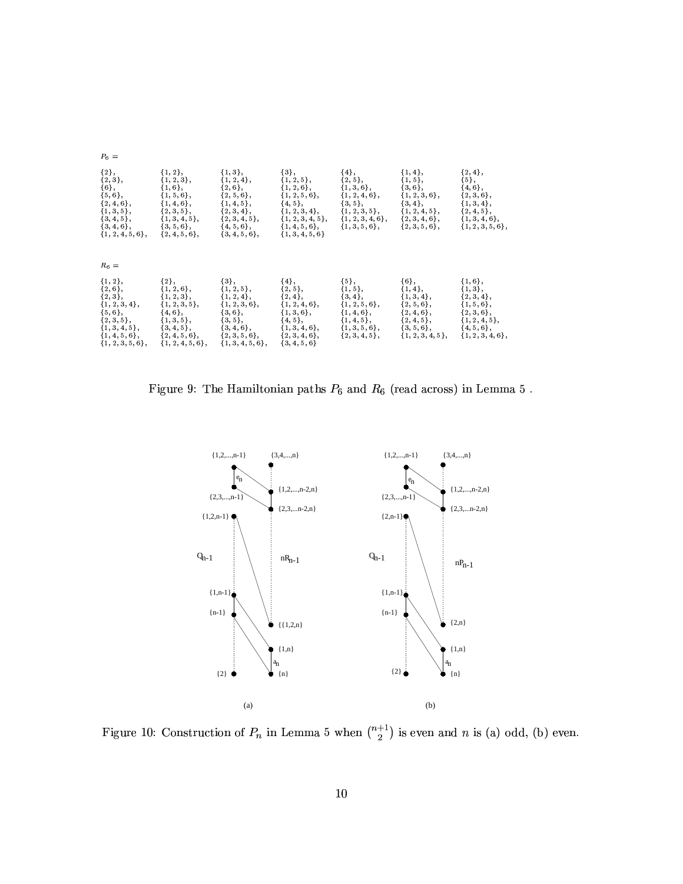$P_6 =$

{2}, {1, 2}, {1, 3}, {3}, {4}, {1, 4}, {2, 4},
{2, 3}, {1, 2, 3}, {1, 2, 4}, {1, 2, 5}, {2, 5}, {1, 5}, {5},
{6}, {1, 6}, {2, 6}, {1, 2, 6}, {1, 3, 6}, {3, 6}, {4, 6},
{5, 6}, {1, 5, 6}, {2, 5, 6}, {1, 2, 5, 6}, {1, 2, 4, 6}, {1, 2, 3, 6}, {2, 3, 6},
{2, 4, 6}, {1, 4, 6}, {1, 4, 5}, {4, 5}, {3, 5}, {3, 4}, {1, 3, 4},
{1, 3, 5}, {2, 3, 5}, {2, 3, 4}, {1, 2, 3, 4}, {1, 2, 3, 5}, {1, 2, 4, 5}, {2, 4, 5},
{3, 4, 5}, {1, 3, 4, 5}, {2, 3, 4, 5}, {1, 2, 3, 4, 5}, {1, 2, 3, 4, 6}, {2, 3, 4, 6}, {1, 3, 4, 6},
{3, 4, 6}, {3, 5, 6}, {4, 5, 6}, {1, 4, 5, 6}, {1, 3, 5, 6}, {2, 3, 5, 6}, {1, 2, 3, 5, 6},
{1, 2, 4, 5, 6}, {2, 4, 5, 6}, {3, 4, 5, 6}, {1, 3, 4, 5, 6}

$R_6 =$

{1, 2}, {2}, {3}, {4}, {5}, {6}, {1, 6},
{2, 6}, {1, 2, 6}, {1, 2, 5}, {2, 5}, {1, 5}, {1, 4}, {1, 3},
{2, 3}, {1, 2, 3}, {1, 2, 4}, {2, 4}, {3, 4}, {1, 3, 4}, {2, 3, 4},
{1, 2, 3, 4}, {1, 2, 3, 5}, {1, 2, 3, 6}, {1, 2, 4, 6}, {1, 2, 5, 6}, {2, 5, 6}, {1, 5, 6},
{5, 6}, {4, 6}, {3, 6}, {1, 3, 6}, {1, 4, 6}, {2, 4, 6}, {2, 3, 6},
{2, 3, 5}, {1, 3, 5}, {3, 5}, {4, 5}, {1, 4, 5}, {2, 4, 5}, {1, 2, 4, 5},
{1, 3, 4, 5}, {3, 4, 5}, {3, 4, 6}, {1, 3, 4, 6}, {1, 3, 5, 6}, {3, 5, 6}, {4, 5, 6},
{1, 4, 5, 6}, {2, 4, 5, 6}, {2, 3, 5, 6}, {2, 3, 4, 6}, {2, 3, 4, 5}, {1, 2, 3, 4, 5}, {1, 2, 3, 4, 6},
{1, 2, 3, 5, 6}, {1, 2, 4, 5, 6}, {1, 3, 4, 5, 6}, {3, 4, 5, 6}

Figure 9: The Hamiltonian paths $P_6$ and $R_6$ (read across) in Lemma 5 .

Figure 10: Construction of $P_n$ in Lemma 5 when $\binom{n+1}{2}$ is even and $n$ is (a) odd, (b) even.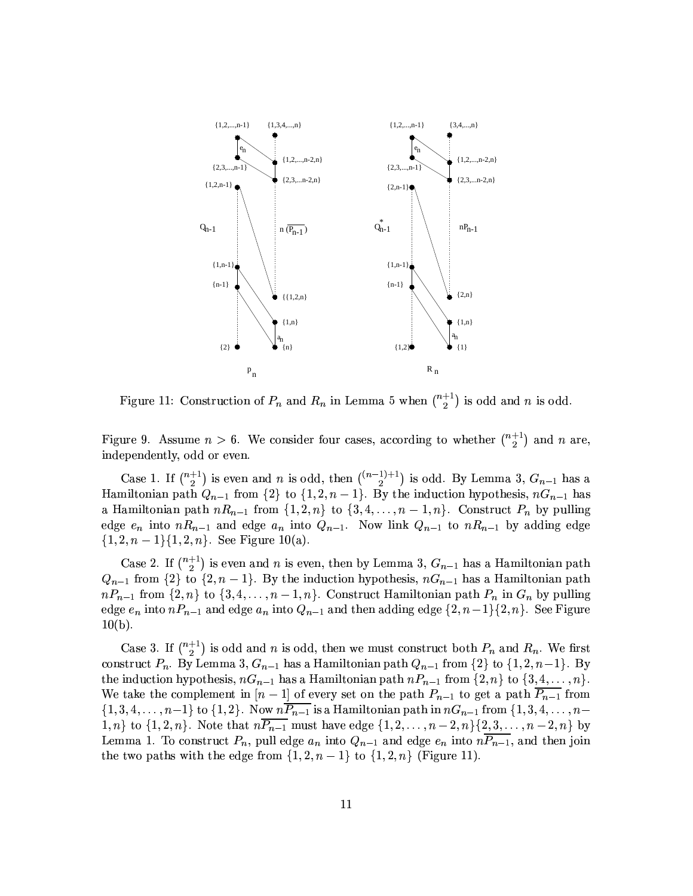Figure 11: Construction of $P_n$ and $R_n$ in Lemma 5 when $\binom{n+1}{2}$ is odd and $n$ is odd.

Figure 9. Assume $n > 6$. We consider four cases, according to whether $\binom{n+1}{2}$ and $n$ are, independently, odd or even.

Case 1. If $\binom{n+1}{2}$ is even and $n$ is odd, then $\binom{(n-1)+1}{2}$ is odd. By Lemma 3, $G_{n-1}$ has a Hamiltonian path $Q_{n-1}$ from $\{2\}$ to $\{1, 2, n-1\}$. By the induction hypothesis, $nG_{n-1}$ has a Hamiltonian path $nR_{n-1}$ from $\{1, 2, n\}$ to $\{3, 4, \ldots, n-1, n\}$. Construct $P_n$ by pulling edge $e_n$ into $nR_{n-1}$ and edge $a_n$ into $Q_{n-1}$. Now link $Q_{n-1}$ to $nR_{n-1}$ by adding edge $\{1, 2, n-1\}\{1, 2, n\}$. See Figure 10(a).

Case 2. If $\binom{n+1}{2}$ is even and $n$ is even, then by Lemma 3, $G_{n-1}$ has a Hamiltonian path $Q_{n-1}$ from $\{2\}$ to $\{2, n-1\}$. By the induction hypothesis, $nG_{n-1}$ has a Hamiltonian path $nP_{n-1}$ from $\{2, n\}$ to $\{3, 4, \ldots, n-1, n\}$. Construct Hamiltonian path $P_n$ in $G_n$ by pulling edge $e_n$ into $nP_{n-1}$ and edge $a_n$ into $Q_{n-1}$ and then adding edge $\{2, n-1\}\{2, n\}$. See Figure 10(b).

Case 3. If $\binom{n+1}{2}$ is odd and $n$ is odd, then we must construct both $P_n$ and $R_n$. We first construct $P_n$. By Lemma 3, $G_{n-1}$ has a Hamiltonian path $Q_{n-1}$ from $\{2\}$ to $\{1, 2, n-1\}$. By the induction hypothesis, $nG_{n-1}$ has a Hamiltonian path $nP_{n-1}$ from $\{2, n\}$ to $\{3, 4, \ldots, n\}$. We take the complement in $[n-1]$ of every set on the path $P_{n-1}$ to get a path $\overline{P_{n-1}}$ from $\{1, 3, 4, \ldots, n-1\}$ to $\{1, 2\}$. Now $n\overline{P_{n-1}}$ is a Hamiltonian path in $nG_{n-1}$ from $\{1, 3, 4, \ldots, n-1, n\}$ to $\{1, 2, n\}$. Note that $n\overline{P_{n-1}}$ must have edge $\{1, 2, \ldots, n-2, n\}\{2, 3, \ldots, n-2, n\}$ by Lemma 1. To construct $P_n$, pull edge $a_n$ into $Q_{n-1}$ and edge $e_n$ into $n\overline{P_{n-1}}$, and then join the two paths with the edge from $\{1, 2, n-1\}$ to $\{1, 2, n\}$ (Figure 11).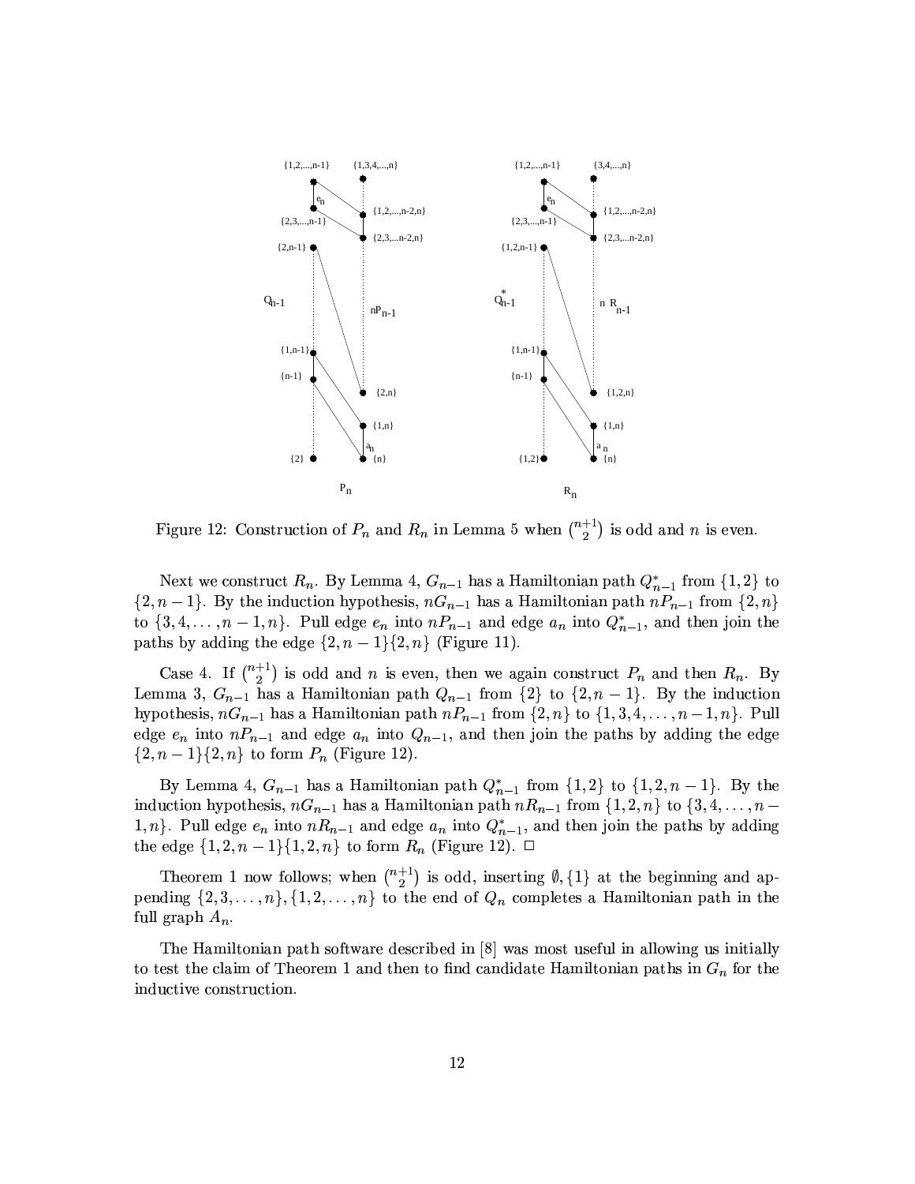Figure 12: Construction of $P_n$ and $R_n$ in Lemma 5 when $\binom{n+1}{2}$ is odd and $n$ is even.

Next we construct $R_n$. By Lemma 4, $G_{n-1}$ has a Hamiltonian path $Q^*_{n-1}$ from $\{1,2\}$ to $\{2, n-1\}$. By the induction hypothesis, $nG_{n-1}$ has a Hamiltonian path $nP_{n-1}$ from $\{2,n\}$ to $\{3, 4, \ldots, n-1, n\}$. Pull edge $e_n$ into $nP_{n-1}$ and edge $a_n$ into $Q^*_{n-1}$, and then join the paths by adding the edge $\{2, n-1\}\{2, n\}$ (Figure 11).

Case 4. If $\binom{n+1}{2}$ is odd and $n$ is even, then we again construct $P_n$ and then $R_n$. By Lemma 3, $G_{n-1}$ has a Hamiltonian path $Q_{n-1}$ from $\{2\}$ to $\{2, n-1\}$. By the induction hypothesis, $nG_{n-1}$ has a Hamiltonian path $nP_{n-1}$ from $\{2,n\}$ to $\{1, 3, 4, \ldots, n-1, n\}$. Pull edge $e_n$ into $nP_{n-1}$ and edge $a_n$ into $Q_{n-1}$, and then join the paths by adding the edge $\{2, n-1\}\{2, n\}$ to form $P_n$ (Figure 12).

By Lemma 4, $G_{n-1}$ has a Hamiltonian path $Q^*_{n-1}$ from $\{1,2\}$ to $\{1, 2, n-1\}$. By the induction hypothesis, $nG_{n-1}$ has a Hamiltonian path $nR_{n-1}$ from $\{1,2,n\}$ to $\{3, 4, \ldots, n-1, n\}$. Pull edge $e_n$ into $nR_{n-1}$ and edge $a_n$ into $Q^*_{n-1}$, and then join the paths by adding the edge $\{1, 2, n-1\}\{1, 2, n\}$ to form $R_n$ (Figure 12). □

Theorem 1 now follows; when $\binom{n+1}{2}$ is odd, inserting $\emptyset, \{1\}$ at the beginning and appending $\{2, 3, \ldots, n\}, \{1, 2, \ldots, n\}$ to the end of $Q_n$ completes a Hamiltonian path in the full graph $A_n$.

The Hamiltonian path software described in [8] was most useful in allowing us initially to test the claim of Theorem 1 and then to find candidate Hamiltonian paths in $G_n$ for the inductive construction.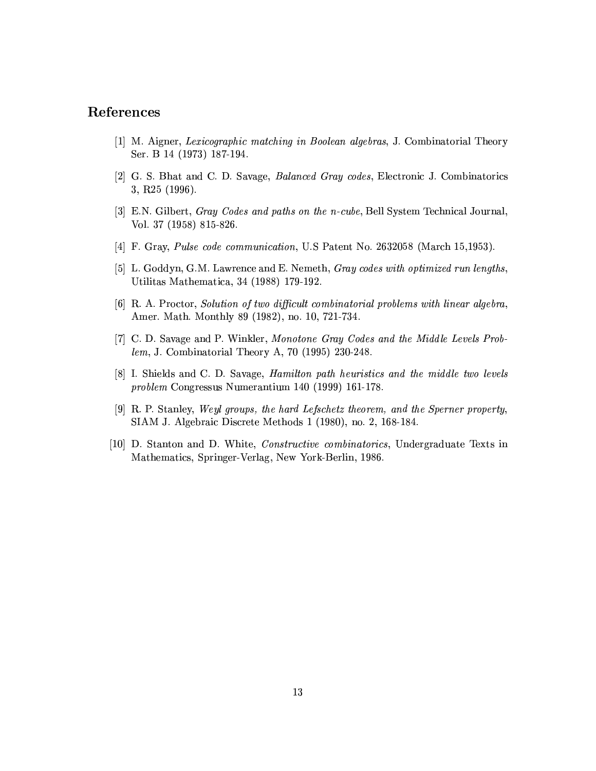## References

[1] M. Aigner, *Lexicographic matching in Boolean algebras*, J. Combinatorial Theory Ser. B 14 (1973) 187-194.

[2] G. S. Bhat and C. D. Savage, *Balanced Gray codes*, Electronic J. Combinatorics 3, R25 (1996).

[3] E.N. Gilbert, *Gray Codes and paths on the n-cube*, Bell System Technical Journal, Vol. 37 (1958) 815-826.

[4] F. Gray, *Pulse code communication*, U.S Patent No. 2632058 (March 15,1953).

[5] L. Goddyn, G.M. Lawrence and E. Nemeth, *Gray codes with optimized run lengths*, Utilitas Mathematica, 34 (1988) 179-192.

[6] R. A. Proctor, *Solution of two difficult combinatorial problems with linear algebra*, Amer. Math. Monthly 89 (1982), no. 10, 721-734.

[7] C. D. Savage and P. Winkler, *Monotone Gray Codes and the Middle Levels Problem*, J. Combinatorial Theory A, 70 (1995) 230-248.

[8] I. Shields and C. D. Savage, *Hamilton path heuristics and the middle two levels problem* Congressus Numerantium 140 (1999) 161-178.

[9] R. P. Stanley, *Weyl groups, the hard Lefschetz theorem, and the Sperner property*, SIAM J. Algebraic Discrete Methods 1 (1980), no. 2, 168-184.

[10] D. Stanton and D. White, *Constructive combinatorics*, Undergraduate Texts in Mathematics, Springer-Verlag, New York-Berlin, 1986.